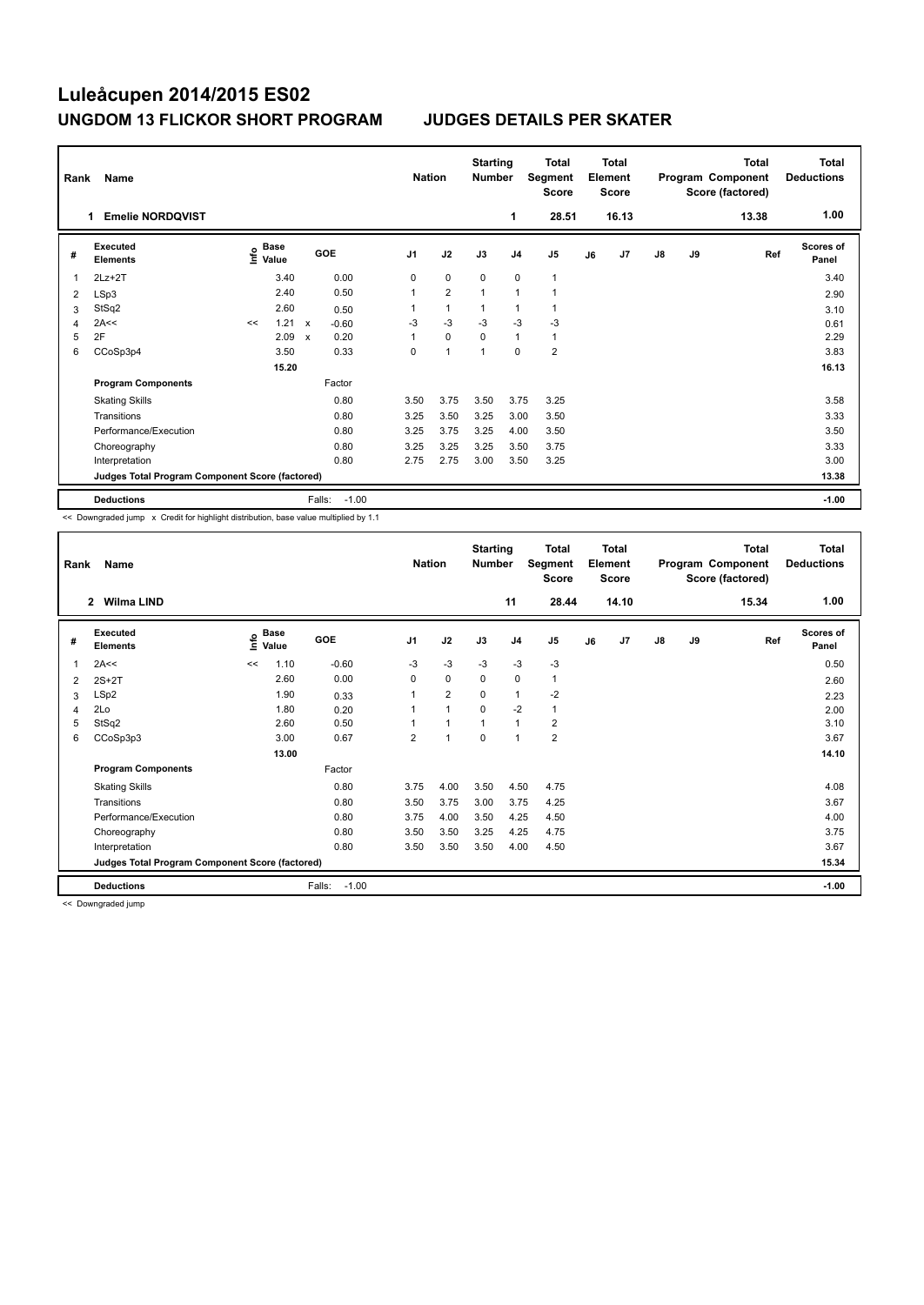# Luleåcupen 2014/2015 ES02

## UNGDOM 13 FLICKOR SHORT PROGRAM — JUDGES DETAILS PER SKATER

| Rank | Name | Nation | Starting Number | Total Segment Score | Total Element Score | Total Program Component Score (factored) | Total Deductions |
|---|---|---|---|---|---|---|---|
| 1 | Emelie NORDQVIST | | 1 | 28.51 | 16.13 | 13.38 | 1.00 |

| # | Executed Elements | Info | Base Value | | GOE | J1 | J2 | J3 | J4 | J5 | J6 | J7 | J8 | J9 | Ref | Scores of Panel |
|---|---|---|---|---|---|---|---|---|---|---|---|---|---|---|---|---|
| 1 | 2Lz+2T | | 3.40 | | 0.00 | 0 | 0 | 0 | 0 | 1 | | | | | | 3.40 |
| 2 | LSp3 | | 2.40 | | 0.50 | 1 | 2 | 1 | 1 | 1 | | | | | | 2.90 |
| 3 | StSq2 | | 2.60 | | 0.50 | 1 | 1 | 1 | 1 | 1 | | | | | | 3.10 |
| 4 | 2A<< | << | 1.21 | x | -0.60 | -3 | -3 | -3 | -3 | -3 | | | | | | 0.61 |
| 5 | 2F | | 2.09 | x | 0.20 | 1 | 0 | 0 | 1 | 1 | | | | | | 2.29 |
| 6 | CCoSp3p4 | | 3.50 | | 0.33 | 0 | 1 | 1 | 0 | 2 | | | | | | 3.83 |
| | | | 15.20 | | | | | | | | | | | | | 16.13 |
| | **Program Components** | | | | Factor | | | | | | | | | | | |
| | Skating Skills | | | | 0.80 | 3.50 | 3.75 | 3.50 | 3.75 | 3.25 | | | | | | 3.58 |
| | Transitions | | | | 0.80 | 3.25 | 3.50 | 3.25 | 3.00 | 3.50 | | | | | | 3.33 |
| | Performance/Execution | | | | 0.80 | 3.25 | 3.75 | 3.25 | 4.00 | 3.50 | | | | | | 3.50 |
| | Choreography | | | | 0.80 | 3.25 | 3.25 | 3.25 | 3.50 | 3.75 | | | | | | 3.33 |
| | Interpretation | | | | 0.80 | 2.75 | 2.75 | 3.00 | 3.50 | 3.25 | | | | | | 3.00 |
| | Judges Total Program Component Score (factored) | | | | | | | | | | | | | | | 13.38 |
| | **Deductions** | | | | Falls: -1.00 | | | | | | | | | | | -1.00 |

<< Downgraded jump x Credit for highlight distribution, base value multiplied by 1.1

| Rank | Name | Nation | Starting Number | Total Segment Score | Total Element Score | Total Program Component Score (factored) | Total Deductions |
|---|---|---|---|---|---|---|---|
| 2 | Wilma LIND | | 11 | 28.44 | 14.10 | 15.34 | 1.00 |

| # | Executed Elements | Info | Base Value | GOE | J1 | J2 | J3 | J4 | J5 | J6 | J7 | J8 | J9 | Ref | Scores of Panel |
|---|---|---|---|---|---|---|---|---|---|---|---|---|---|---|---|
| 1 | 2A<< | << | 1.10 | -0.60 | -3 | -3 | -3 | -3 | -3 | | | | | | 0.50 |
| 2 | 2S+2T | | 2.60 | 0.00 | 0 | 0 | 0 | 0 | 1 | | | | | | 2.60 |
| 3 | LSp2 | | 1.90 | 0.33 | 1 | 2 | 0 | 1 | -2 | | | | | | 2.23 |
| 4 | 2Lo | | 1.80 | 0.20 | 1 | 1 | 0 | -2 | 1 | | | | | | 2.00 |
| 5 | StSq2 | | 2.60 | 0.50 | 1 | 1 | 1 | 1 | 2 | | | | | | 3.10 |
| 6 | CCoSp3p3 | | 3.00 | 0.67 | 2 | 1 | 0 | 1 | 2 | | | | | | 3.67 |
| | | | 13.00 | | | | | | | | | | | | 14.10 |
| | **Program Components** | | | Factor | | | | | | | | | | | |
| | Skating Skills | | | 0.80 | 3.75 | 4.00 | 3.50 | 4.50 | 4.75 | | | | | | 4.08 |
| | Transitions | | | 0.80 | 3.50 | 3.75 | 3.00 | 3.75 | 4.25 | | | | | | 3.67 |
| | Performance/Execution | | | 0.80 | 3.75 | 4.00 | 3.50 | 4.25 | 4.50 | | | | | | 4.00 |
| | Choreography | | | 0.80 | 3.50 | 3.50 | 3.25 | 4.25 | 4.75 | | | | | | 3.75 |
| | Interpretation | | | 0.80 | 3.50 | 3.50 | 3.50 | 4.00 | 4.50 | | | | | | 3.67 |
| | Judges Total Program Component Score (factored) | | | | | | | | | | | | | | 15.34 |
| | **Deductions** | | | Falls: -1.00 | | | | | | | | | | | -1.00 |

<< Downgraded jump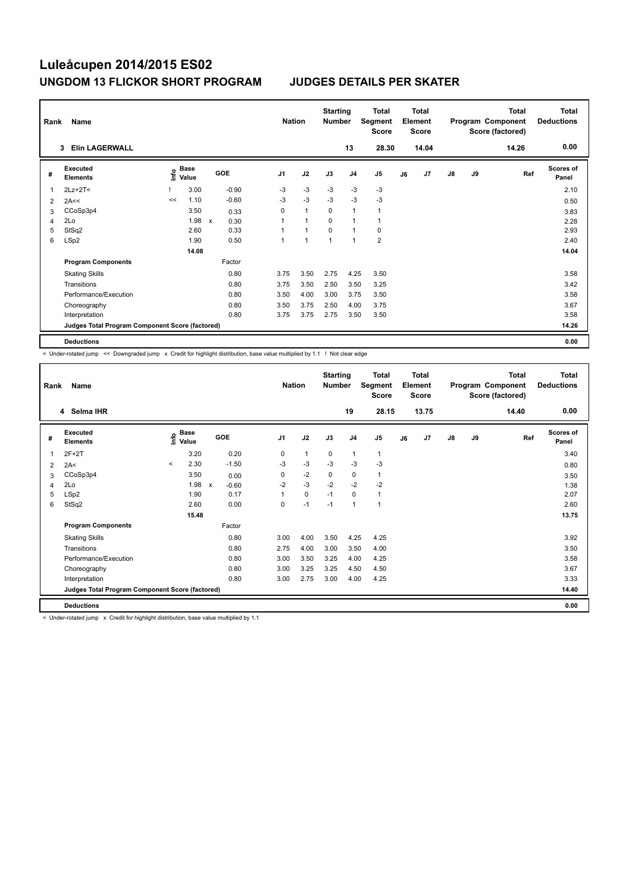# Luleåcupen 2014/2015 ES02

## UNGDOM 13 FLICKOR SHORT PROGRAM JUDGES DETAILS PER SKATER

| Rank | Name | Nation | Starting Number | Total Segment Score | Total Element Score | Total Program Component Score (factored) | Total Deductions |
|---|---|---|---|---|---|---|---|
| 3 | Elin LAGERWALL | | 13 | 28.30 | 14.04 | 14.26 | 0.00 |

| # | Executed Elements | Info | Base Value | | GOE | J1 | J2 | J3 | J4 | J5 | J6 | J7 | J8 | J9 | Ref | Scores of Panel |
|---|---|---|---|---|---|---|---|---|---|---|---|---|---|---|---|---|
| 1 | 2Lz+2T< | ! | 3.00 | | -0.90 | -3 | -3 | -3 | -3 | -3 | | | | | | 2.10 |
| 2 | 2A<< | << | 1.10 | | -0.60 | -3 | -3 | -3 | -3 | -3 | | | | | | 0.50 |
| 3 | CCoSp3p4 | | 3.50 | | 0.33 | 0 | 1 | 0 | 1 | 1 | | | | | | 3.83 |
| 4 | 2Lo | | 1.98 | x | 0.30 | 1 | 1 | 0 | 1 | 1 | | | | | | 2.28 |
| 5 | StSq2 | | 2.60 | | 0.33 | 1 | 1 | 0 | 1 | 0 | | | | | | 2.93 |
| 6 | LSp2 | | 1.90 | | 0.50 | 1 | 1 | 1 | 1 | 2 | | | | | | 2.40 |
| | | | 14.08 | | | | | | | | | | | | | 14.04 |
| | **Program Components** | | | | Factor | | | | | | | | | | | |
| | Skating Skills | | | | 0.80 | 3.75 | 3.50 | 2.75 | 4.25 | 3.50 | | | | | | 3.58 |
| | Transitions | | | | 0.80 | 3.75 | 3.50 | 2.50 | 3.50 | 3.25 | | | | | | 3.42 |
| | Performance/Execution | | | | 0.80 | 3.50 | 4.00 | 3.00 | 3.75 | 3.50 | | | | | | 3.58 |
| | Choreography | | | | 0.80 | 3.50 | 3.75 | 2.50 | 4.00 | 3.75 | | | | | | 3.67 |
| | Interpretation | | | | 0.80 | 3.75 | 3.75 | 2.75 | 3.50 | 3.50 | | | | | | 3.58 |
| | **Judges Total Program Component Score (factored)** | | | | | | | | | | | | | | | 14.26 |
| | **Deductions** | | | | | | | | | | | | | | | 0.00 |

< Under-rotated jump << Downgraded jump x Credit for highlight distribution, base value multiplied by 1.1 ! Not clear edge

| Rank | Name | Nation | Starting Number | Total Segment Score | Total Element Score | Total Program Component Score (factored) | Total Deductions |
|---|---|---|---|---|---|---|---|
| 4 | Selma IHR | | 19 | 28.15 | 13.75 | 14.40 | 0.00 |

| # | Executed Elements | Info | Base Value | | GOE | J1 | J2 | J3 | J4 | J5 | J6 | J7 | J8 | J9 | Ref | Scores of Panel |
|---|---|---|---|---|---|---|---|---|---|---|---|---|---|---|---|---|
| 1 | 2F+2T | | 3.20 | | 0.20 | 0 | 1 | 0 | 1 | 1 | | | | | | 3.40 |
| 2 | 2A< | < | 2.30 | | -1.50 | -3 | -3 | -3 | -3 | -3 | | | | | | 0.80 |
| 3 | CCoSp3p4 | | 3.50 | | 0.00 | 0 | -2 | 0 | 0 | 1 | | | | | | 3.50 |
| 4 | 2Lo | | 1.98 | x | -0.60 | -2 | -3 | -2 | -2 | -2 | | | | | | 1.38 |
| 5 | LSp2 | | 1.90 | | 0.17 | 1 | 0 | -1 | 0 | 1 | | | | | | 2.07 |
| 6 | StSq2 | | 2.60 | | 0.00 | 0 | -1 | -1 | 1 | 1 | | | | | | 2.60 |
| | | | 15.48 | | | | | | | | | | | | | 13.75 |
| | **Program Components** | | | | Factor | | | | | | | | | | | |
| | Skating Skills | | | | 0.80 | 3.00 | 4.00 | 3.50 | 4.25 | 4.25 | | | | | | 3.92 |
| | Transitions | | | | 0.80 | 2.75 | 4.00 | 3.00 | 3.50 | 4.00 | | | | | | 3.50 |
| | Performance/Execution | | | | 0.80 | 3.00 | 3.50 | 3.25 | 4.00 | 4.25 | | | | | | 3.58 |
| | Choreography | | | | 0.80 | 3.00 | 3.25 | 3.25 | 4.50 | 4.50 | | | | | | 3.67 |
| | Interpretation | | | | 0.80 | 3.00 | 2.75 | 3.00 | 4.00 | 4.25 | | | | | | 3.33 |
| | **Judges Total Program Component Score (factored)** | | | | | | | | | | | | | | | 14.40 |
| | **Deductions** | | | | | | | | | | | | | | | 0.00 |

< Under-rotated jump x Credit for highlight distribution, base value multiplied by 1.1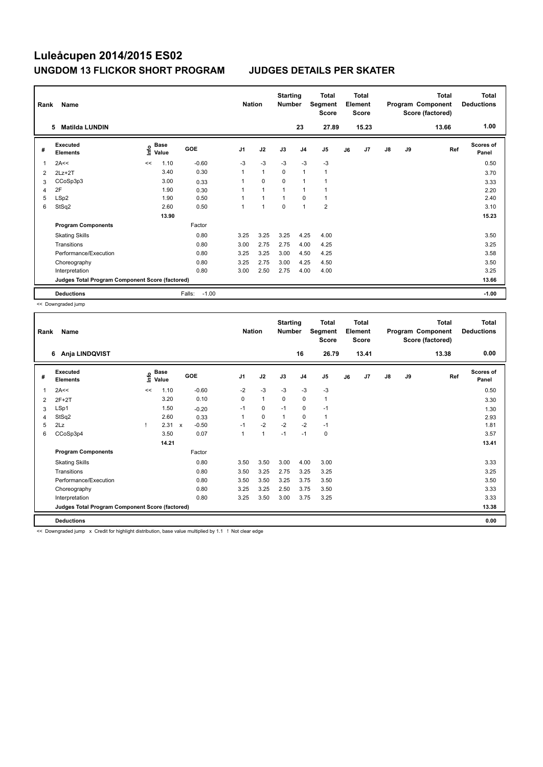# Luleåcupen 2014/2015 ES02

## UNGDOM 13 FLICKOR SHORT PROGRAM JUDGES DETAILS PER SKATER

| Rank | Name | Nation | Starting Number | Total Segment Score | Total Element Score | Total Program Component Score (factored) | Total Deductions |
|---|---|---|---|---|---|---|---|
| 5 | Matilda LUNDIN | | 23 | 27.89 | 15.23 | 13.66 | 1.00 |

| # | Executed Elements | Info | Base Value | GOE | J1 | J2 | J3 | J4 | J5 | J6 | J7 | J8 | J9 | Ref | Scores of Panel |
|---|---|---|---|---|---|---|---|---|---|---|---|---|---|---|---|
| 1 | 2A<< | << | 1.10 | -0.60 | -3 | -3 | -3 | -3 | -3 | | | | | | 0.50 |
| 2 | 2Lz+2T | | 3.40 | 0.30 | 1 | 1 | 0 | 1 | 1 | | | | | | 3.70 |
| 3 | CCoSp3p3 | | 3.00 | 0.33 | 1 | 0 | 0 | 1 | 1 | | | | | | 3.33 |
| 4 | 2F | | 1.90 | 0.30 | 1 | 1 | 1 | 1 | 1 | | | | | | 2.20 |
| 5 | LSp2 | | 1.90 | 0.50 | 1 | 1 | 1 | 0 | 1 | | | | | | 2.40 |
| 6 | StSq2 | | 2.60 | 0.50 | 1 | 1 | 0 | 1 | 2 | | | | | | 3.10 |
| | | | 13.90 | | | | | | | | | | | | 15.23 |
| | **Program Components** | | | Factor | | | | | | | | | | | |
| | Skating Skills | | | 0.80 | 3.25 | 3.25 | 3.25 | 4.25 | 4.00 | | | | | | 3.50 |
| | Transitions | | | 0.80 | 3.00 | 2.75 | 2.75 | 4.00 | 4.25 | | | | | | 3.25 |
| | Performance/Execution | | | 0.80 | 3.25 | 3.25 | 3.00 | 4.50 | 4.25 | | | | | | 3.58 |
| | Choreography | | | 0.80 | 3.25 | 2.75 | 3.00 | 4.25 | 4.50 | | | | | | 3.50 |
| | Interpretation | | | 0.80 | 3.00 | 2.50 | 2.75 | 4.00 | 4.00 | | | | | | 3.25 |
| | **Judges Total Program Component Score (factored)** | | | | | | | | | | | | | | 13.66 |
| | **Deductions** | | | Falls: -1.00 | | | | | | | | | | | -1.00 |

<< Downgraded jump

| Rank | Name | Nation | Starting Number | Total Segment Score | Total Element Score | Total Program Component Score (factored) | Total Deductions |
|---|---|---|---|---|---|---|---|
| 6 | Anja LINDQVIST | | 16 | 26.79 | 13.41 | 13.38 | 0.00 |

| # | Executed Elements | Info | Base Value | GOE | J1 | J2 | J3 | J4 | J5 | J6 | J7 | J8 | J9 | Ref | Scores of Panel |
|---|---|---|---|---|---|---|---|---|---|---|---|---|---|---|---|
| 1 | 2A<< | << | 1.10 | -0.60 | -2 | -3 | -3 | -3 | -3 | | | | | | 0.50 |
| 2 | 2F+2T | | 3.20 | 0.10 | 0 | 1 | 0 | 0 | 1 | | | | | | 3.30 |
| 3 | LSp1 | | 1.50 | -0.20 | -1 | 0 | -1 | 0 | -1 | | | | | | 1.30 |
| 4 | StSq2 | | 2.60 | 0.33 | 1 | 0 | 1 | 0 | 1 | | | | | | 2.93 |
| 5 | 2Lz | ! | 2.31 x | -0.50 | -1 | -2 | -2 | -2 | -1 | | | | | | 1.81 |
| 6 | CCoSp3p4 | | 3.50 | 0.07 | 1 | 1 | -1 | -1 | 0 | | | | | | 3.57 |
| | | | 14.21 | | | | | | | | | | | | 13.41 |
| | **Program Components** | | | Factor | | | | | | | | | | | |
| | Skating Skills | | | 0.80 | 3.50 | 3.50 | 3.00 | 4.00 | 3.00 | | | | | | 3.33 |
| | Transitions | | | 0.80 | 3.50 | 3.25 | 2.75 | 3.25 | 3.25 | | | | | | 3.25 |
| | Performance/Execution | | | 0.80 | 3.50 | 3.50 | 3.25 | 3.75 | 3.50 | | | | | | 3.50 |
| | Choreography | | | 0.80 | 3.25 | 3.25 | 2.50 | 3.75 | 3.50 | | | | | | 3.33 |
| | Interpretation | | | 0.80 | 3.25 | 3.50 | 3.00 | 3.75 | 3.25 | | | | | | 3.33 |
| | **Judges Total Program Component Score (factored)** | | | | | | | | | | | | | | 13.38 |
| | **Deductions** | | | | | | | | | | | | | | 0.00 |

<< Downgraded jump x Credit for highlight distribution, base value multiplied by 1.1 ! Not clear edge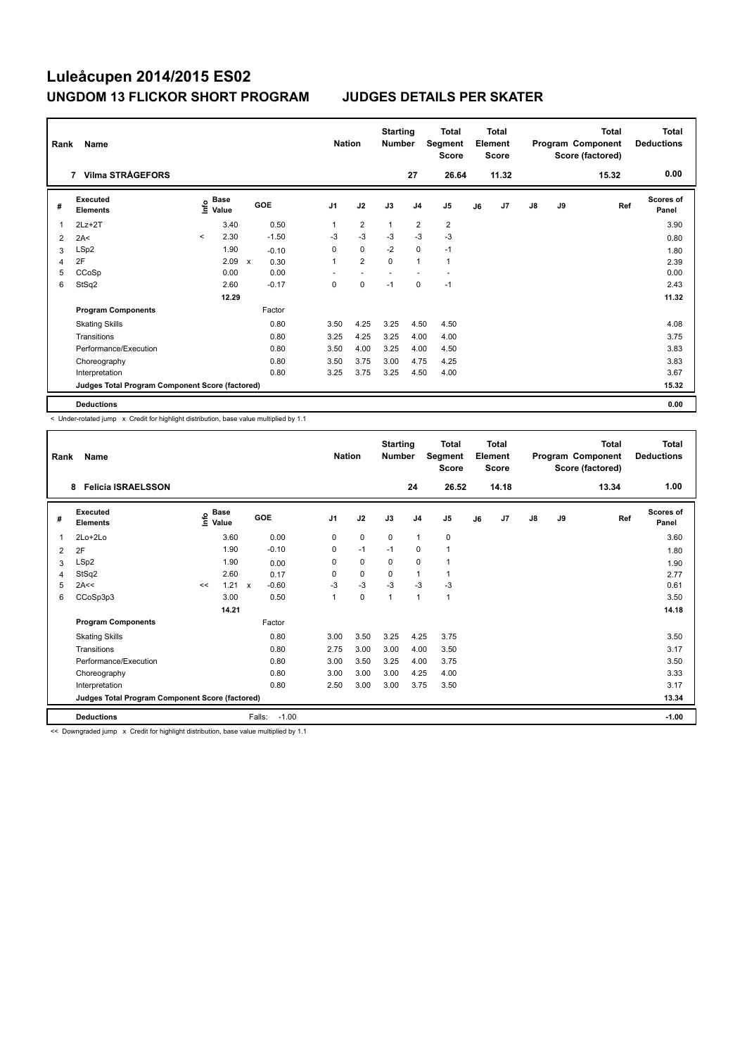# Luleåcupen 2014/2015 ES02

## UNGDOM 13 FLICKOR SHORT PROGRAM JUDGES DETAILS PER SKATER

| Rank | Name | Nation | Starting Number | Total Segment Score | Total Element Score | Total Program Component Score (factored) | Total Deductions |
|---|---|---|---|---|---|---|---|
| 7 | Vilma STRÅGEFORS | | 27 | 26.64 | 11.32 | 15.32 | 0.00 |

| # | Executed Elements | Info | Base Value | | GOE | J1 | J2 | J3 | J4 | J5 | J6 | J7 | J8 | J9 | Ref | Scores of Panel |
|---|---|---|---|---|---|---|---|---|---|---|---|---|---|---|---|---|
| 1 | 2Lz+2T | | 3.40 | | 0.50 | 1 | 2 | 1 | 2 | 2 | | | | | | 3.90 |
| 2 | 2A< | < | 2.30 | | -1.50 | -3 | -3 | -3 | -3 | -3 | | | | | | 0.80 |
| 3 | LSp2 | | 1.90 | | -0.10 | 0 | 0 | -2 | 0 | -1 | | | | | | 1.80 |
| 4 | 2F | | 2.09 | x | 0.30 | 1 | 2 | 0 | 1 | 1 | | | | | | 2.39 |
| 5 | CCoSp | | 0.00 | | 0.00 | - | - | - | - | - | | | | | | 0.00 |
| 6 | StSq2 | | 2.60 | | -0.17 | 0 | 0 | -1 | 0 | -1 | | | | | | 2.43 |
| | | | 12.29 | | | | | | | | | | | | | 11.32 |
| | **Program Components** | | | | Factor | | | | | | | | | | | |
| | Skating Skills | | | | 0.80 | 3.50 | 4.25 | 3.25 | 4.50 | 4.50 | | | | | | 4.08 |
| | Transitions | | | | 0.80 | 3.25 | 4.25 | 3.25 | 4.00 | 4.00 | | | | | | 3.75 |
| | Performance/Execution | | | | 0.80 | 3.50 | 4.00 | 3.25 | 4.00 | 4.50 | | | | | | 3.83 |
| | Choreography | | | | 0.80 | 3.50 | 3.75 | 3.00 | 4.75 | 4.25 | | | | | | 3.83 |
| | Interpretation | | | | 0.80 | 3.25 | 3.75 | 3.25 | 4.50 | 4.00 | | | | | | 3.67 |
| | **Judges Total Program Component Score (factored)** | | | | | | | | | | | | | | | 15.32 |
| | **Deductions** | | | | | | | | | | | | | | | 0.00 |

< Under-rotated jump x Credit for highlight distribution, base value multiplied by 1.1

| Rank | Name | Nation | Starting Number | Total Segment Score | Total Element Score | Total Program Component Score (factored) | Total Deductions |
|---|---|---|---|---|---|---|---|
| 8 | Felicia ISRAELSSON | | 24 | 26.52 | 14.18 | 13.34 | 1.00 |

| # | Executed Elements | Info | Base Value | | GOE | J1 | J2 | J3 | J4 | J5 | J6 | J7 | J8 | J9 | Ref | Scores of Panel |
|---|---|---|---|---|---|---|---|---|---|---|---|---|---|---|---|---|
| 1 | 2Lo+2Lo | | 3.60 | | 0.00 | 0 | 0 | 0 | 1 | 0 | | | | | | 3.60 |
| 2 | 2F | | 1.90 | | -0.10 | 0 | -1 | -1 | 0 | 1 | | | | | | 1.80 |
| 3 | LSp2 | | 1.90 | | 0.00 | 0 | 0 | 0 | 0 | 1 | | | | | | 1.90 |
| 4 | StSq2 | | 2.60 | | 0.17 | 0 | 0 | 0 | 1 | 1 | | | | | | 2.77 |
| 5 | 2A<< | << | 1.21 | x | -0.60 | -3 | -3 | -3 | -3 | -3 | | | | | | 0.61 |
| 6 | CCoSp3p3 | | 3.00 | | 0.50 | 1 | 0 | 1 | 1 | 1 | | | | | | 3.50 |
| | | | 14.21 | | | | | | | | | | | | | 14.18 |
| | **Program Components** | | | | Factor | | | | | | | | | | | |
| | Skating Skills | | | | 0.80 | 3.00 | 3.50 | 3.25 | 4.25 | 3.75 | | | | | | 3.50 |
| | Transitions | | | | 0.80 | 2.75 | 3.00 | 3.00 | 4.00 | 3.50 | | | | | | 3.17 |
| | Performance/Execution | | | | 0.80 | 3.00 | 3.50 | 3.25 | 4.00 | 3.75 | | | | | | 3.50 |
| | Choreography | | | | 0.80 | 3.00 | 3.00 | 3.00 | 4.25 | 4.00 | | | | | | 3.33 |
| | Interpretation | | | | 0.80 | 2.50 | 3.00 | 3.00 | 3.75 | 3.50 | | | | | | 3.17 |
| | **Judges Total Program Component Score (factored)** | | | | | | | | | | | | | | | 13.34 |
| | **Deductions** | | | | Falls: -1.00 | | | | | | | | | | | -1.00 |

<< Downgraded jump x Credit for highlight distribution, base value multiplied by 1.1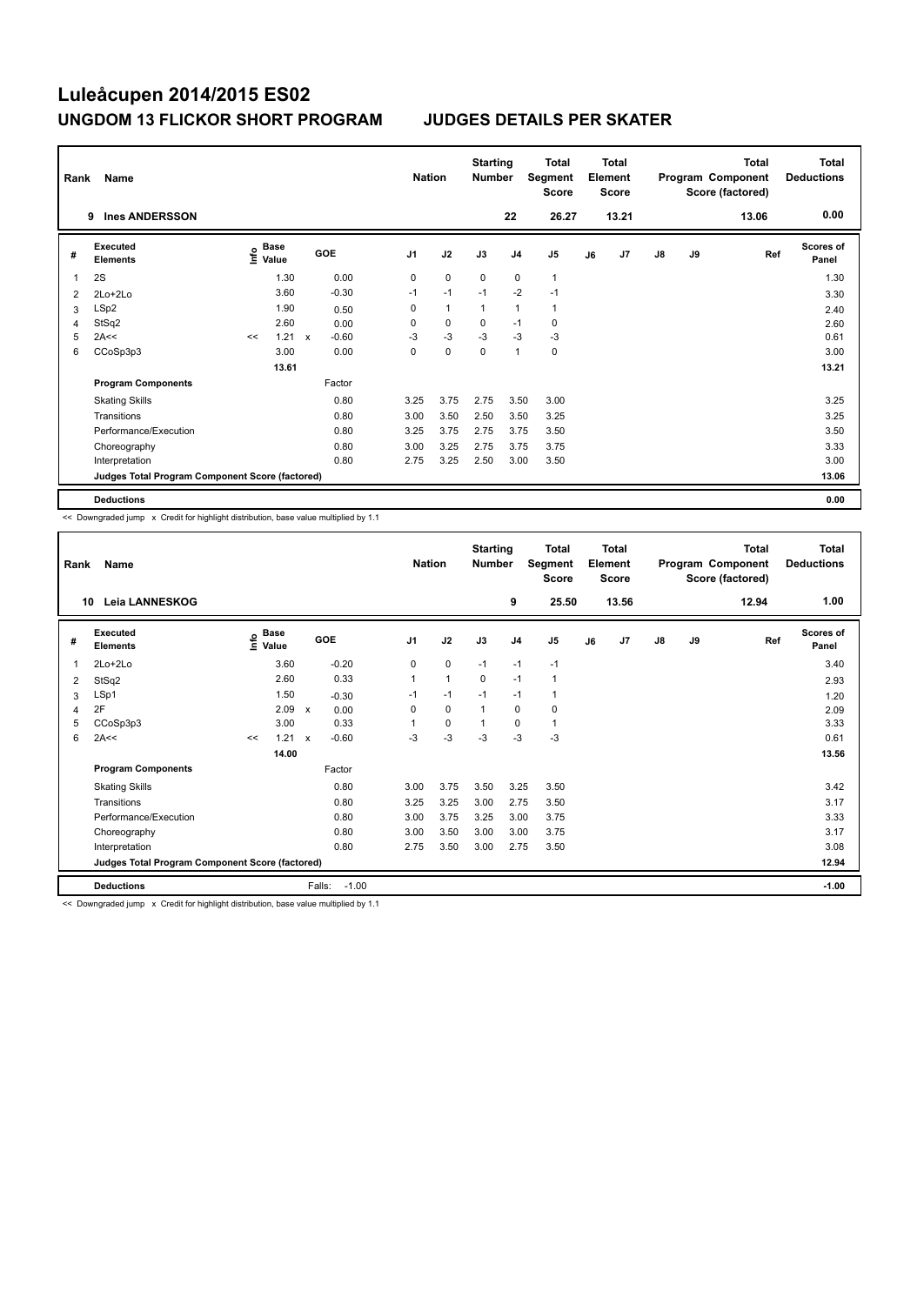# Luleåcupen 2014/2015 ES02

## UNGDOM 13 FLICKOR SHORT PROGRAM — JUDGES DETAILS PER SKATER

| Rank | Name | Nation | Starting Number | Total Segment Score | Total Element Score | Total Program Component Score (factored) | Total Deductions |
|---|---|---|---|---|---|---|---|
| 9 | Ines ANDERSSON | | 22 | 26.27 | 13.21 | 13.06 | 0.00 |

| # | Executed Elements | Info | Base Value | | GOE | J1 | J2 | J3 | J4 | J5 | J6 | J7 | J8 | J9 | Ref | Scores of Panel |
|---|---|---|---|---|---|---|---|---|---|---|---|---|---|---|---|---|
| 1 | 2S | | 1.30 | | 0.00 | 0 | 0 | 0 | 0 | 1 | | | | | | 1.30 |
| 2 | 2Lo+2Lo | | 3.60 | | -0.30 | -1 | -1 | -1 | -2 | -1 | | | | | | 3.30 |
| 3 | LSp2 | | 1.90 | | 0.50 | 0 | 1 | 1 | 1 | 1 | | | | | | 2.40 |
| 4 | StSq2 | | 2.60 | | 0.00 | 0 | 0 | 0 | -1 | 0 | | | | | | 2.60 |
| 5 | 2A<< | << | 1.21 | x | -0.60 | -3 | -3 | -3 | -3 | -3 | | | | | | 0.61 |
| 6 | CCoSp3p3 | | 3.00 | | 0.00 | 0 | 0 | 0 | 1 | 0 | | | | | | 3.00 |
| | | | 13.61 | | | | | | | | | | | | | 13.21 |
| | **Program Components** | | | | Factor | | | | | | | | | | | |
| | Skating Skills | | | | 0.80 | 3.25 | 3.75 | 2.75 | 3.50 | 3.00 | | | | | | 3.25 |
| | Transitions | | | | 0.80 | 3.00 | 3.50 | 2.50 | 3.50 | 3.25 | | | | | | 3.25 |
| | Performance/Execution | | | | 0.80 | 3.25 | 3.75 | 2.75 | 3.75 | 3.50 | | | | | | 3.50 |
| | Choreography | | | | 0.80 | 3.00 | 3.25 | 2.75 | 3.75 | 3.75 | | | | | | 3.33 |
| | Interpretation | | | | 0.80 | 2.75 | 3.25 | 2.50 | 3.00 | 3.50 | | | | | | 3.00 |
| | **Judges Total Program Component Score (factored)** | | | | | | | | | | | | | | | 13.06 |
| | **Deductions** | | | | | | | | | | | | | | | 0.00 |

<< Downgraded jump x Credit for highlight distribution, base value multiplied by 1.1

| Rank | Name | Nation | Starting Number | Total Segment Score | Total Element Score | Total Program Component Score (factored) | Total Deductions |
|---|---|---|---|---|---|---|---|
| 10 | Leia LANNESKOG | | 9 | 25.50 | 13.56 | 12.94 | 1.00 |

| # | Executed Elements | Info | Base Value | | GOE | J1 | J2 | J3 | J4 | J5 | J6 | J7 | J8 | J9 | Ref | Scores of Panel |
|---|---|---|---|---|---|---|---|---|---|---|---|---|---|---|---|---|
| 1 | 2Lo+2Lo | | 3.60 | | -0.20 | 0 | 0 | -1 | -1 | -1 | | | | | | 3.40 |
| 2 | StSq2 | | 2.60 | | 0.33 | 1 | 1 | 0 | -1 | 1 | | | | | | 2.93 |
| 3 | LSp1 | | 1.50 | | -0.30 | -1 | -1 | -1 | -1 | 1 | | | | | | 1.20 |
| 4 | 2F | | 2.09 | x | 0.00 | 0 | 0 | 1 | 0 | 0 | | | | | | 2.09 |
| 5 | CCoSp3p3 | | 3.00 | | 0.33 | 1 | 0 | 1 | 0 | 1 | | | | | | 3.33 |
| 6 | 2A<< | << | 1.21 | x | -0.60 | -3 | -3 | -3 | -3 | -3 | | | | | | 0.61 |
| | | | 14.00 | | | | | | | | | | | | | 13.56 |
| | **Program Components** | | | | Factor | | | | | | | | | | | |
| | Skating Skills | | | | 0.80 | 3.00 | 3.75 | 3.50 | 3.25 | 3.50 | | | | | | 3.42 |
| | Transitions | | | | 0.80 | 3.25 | 3.25 | 3.00 | 2.75 | 3.50 | | | | | | 3.17 |
| | Performance/Execution | | | | 0.80 | 3.00 | 3.75 | 3.25 | 3.00 | 3.75 | | | | | | 3.33 |
| | Choreography | | | | 0.80 | 3.00 | 3.50 | 3.00 | 3.00 | 3.75 | | | | | | 3.17 |
| | Interpretation | | | | 0.80 | 2.75 | 3.50 | 3.00 | 2.75 | 3.50 | | | | | | 3.08 |
| | **Judges Total Program Component Score (factored)** | | | | | | | | | | | | | | | 12.94 |
| | **Deductions** | | | | Falls: -1.00 | | | | | | | | | | | -1.00 |

<< Downgraded jump x Credit for highlight distribution, base value multiplied by 1.1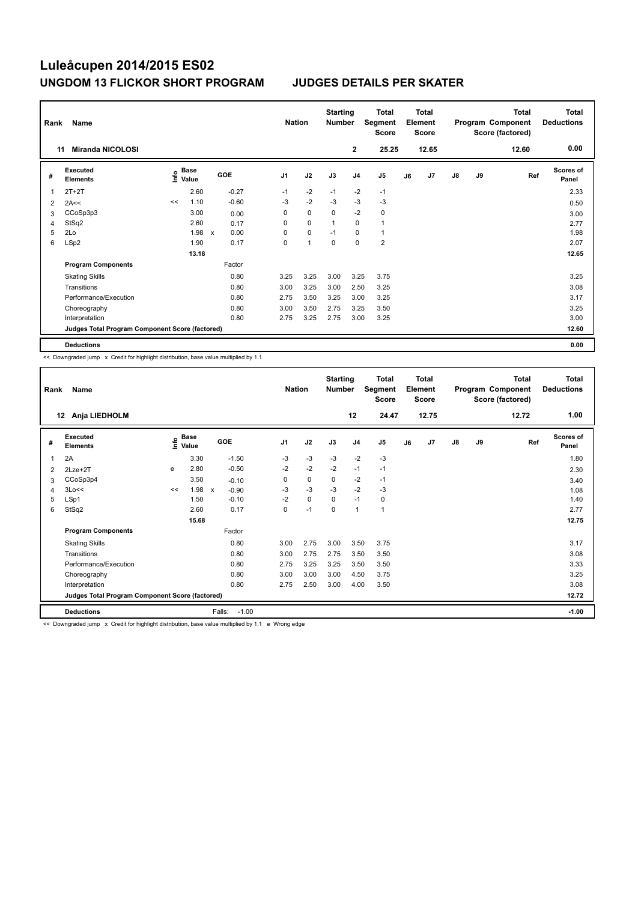# Luleåcupen 2014/2015 ES02

## UNGDOM 13 FLICKOR SHORT PROGRAM — JUDGES DETAILS PER SKATER

| Rank | Name | Nation | Starting Number | Total Segment Score | Total Element Score | Total Program Component Score (factored) | Total Deductions |
|---|---|---|---|---|---|---|---|
| 11 | Miranda NICOLOSI | | 2 | 25.25 | 12.65 | 12.60 | 0.00 |

| # | Executed Elements | Info | Base Value | | GOE | J1 | J2 | J3 | J4 | J5 | J6 | J7 | J8 | J9 | Ref | Scores of Panel |
|---|---|---|---|---|---|---|---|---|---|---|---|---|---|---|---|---|
| 1 | 2T+2T | | 2.60 | | -0.27 | -1 | -2 | -1 | -2 | -1 | | | | | | 2.33 |
| 2 | 2A<< | << | 1.10 | | -0.60 | -3 | -2 | -3 | -3 | -3 | | | | | | 0.50 |
| 3 | CCoSp3p3 | | 3.00 | | 0.00 | 0 | 0 | 0 | -2 | 0 | | | | | | 3.00 |
| 4 | StSq2 | | 2.60 | | 0.17 | 0 | 0 | 1 | 0 | 1 | | | | | | 2.77 |
| 5 | 2Lo | | 1.98 | x | 0.00 | 0 | 0 | -1 | 0 | 1 | | | | | | 1.98 |
| 6 | LSp2 | | 1.90 | | 0.17 | 0 | 1 | 0 | 0 | 2 | | | | | | 2.07 |
| | | | 13.18 | | | | | | | | | | | | | 12.65 |
| | **Program Components** | | | | Factor | | | | | | | | | | | |
| | Skating Skills | | | | 0.80 | 3.25 | 3.25 | 3.00 | 3.25 | 3.75 | | | | | | 3.25 |
| | Transitions | | | | 0.80 | 3.00 | 3.25 | 3.00 | 2.50 | 3.25 | | | | | | 3.08 |
| | Performance/Execution | | | | 0.80 | 2.75 | 3.50 | 3.25 | 3.00 | 3.25 | | | | | | 3.17 |
| | Choreography | | | | 0.80 | 3.00 | 3.50 | 2.75 | 3.25 | 3.50 | | | | | | 3.25 |
| | Interpretation | | | | 0.80 | 2.75 | 3.25 | 2.75 | 3.00 | 3.25 | | | | | | 3.00 |
| | **Judges Total Program Component Score (factored)** | | | | | | | | | | | | | | | 12.60 |
| | **Deductions** | | | | | | | | | | | | | | | 0.00 |

<< Downgraded jump x Credit for highlight distribution, base value multiplied by 1.1

| Rank | Name | Nation | Starting Number | Total Segment Score | Total Element Score | Total Program Component Score (factored) | Total Deductions |
|---|---|---|---|---|---|---|---|
| 12 | Anja LIEDHOLM | | 12 | 24.47 | 12.75 | 12.72 | 1.00 |

| # | Executed Elements | Info | Base Value | | GOE | J1 | J2 | J3 | J4 | J5 | J6 | J7 | J8 | J9 | Ref | Scores of Panel |
|---|---|---|---|---|---|---|---|---|---|---|---|---|---|---|---|---|
| 1 | 2A | | 3.30 | | -1.50 | -3 | -3 | -3 | -2 | -3 | | | | | | 1.80 |
| 2 | 2Lze+2T | e | 2.80 | | -0.50 | -2 | -2 | -2 | -1 | -1 | | | | | | 2.30 |
| 3 | CCoSp3p4 | | 3.50 | | -0.10 | 0 | 0 | 0 | -2 | -1 | | | | | | 3.40 |
| 4 | 3Lo<< | << | 1.98 | x | -0.90 | -3 | -3 | -3 | -2 | -3 | | | | | | 1.08 |
| 5 | LSp1 | | 1.50 | | -0.10 | -2 | 0 | 0 | -1 | 0 | | | | | | 1.40 |
| 6 | StSq2 | | 2.60 | | 0.17 | 0 | -1 | 0 | 1 | 1 | | | | | | 2.77 |
| | | | 15.68 | | | | | | | | | | | | | 12.75 |
| | **Program Components** | | | | Factor | | | | | | | | | | | |
| | Skating Skills | | | | 0.80 | 3.00 | 2.75 | 3.00 | 3.50 | 3.75 | | | | | | 3.17 |
| | Transitions | | | | 0.80 | 3.00 | 2.75 | 2.75 | 3.50 | 3.50 | | | | | | 3.08 |
| | Performance/Execution | | | | 0.80 | 2.75 | 3.25 | 3.25 | 3.50 | 3.50 | | | | | | 3.33 |
| | Choreography | | | | 0.80 | 3.00 | 3.00 | 3.00 | 4.50 | 3.75 | | | | | | 3.25 |
| | Interpretation | | | | 0.80 | 2.75 | 2.50 | 3.00 | 4.00 | 3.50 | | | | | | 3.08 |
| | **Judges Total Program Component Score (factored)** | | | | | | | | | | | | | | | 12.72 |
| | **Deductions** | | | Falls: | -1.00 | | | | | | | | | | | -1.00 |

<< Downgraded jump x Credit for highlight distribution, base value multiplied by 1.1 e Wrong edge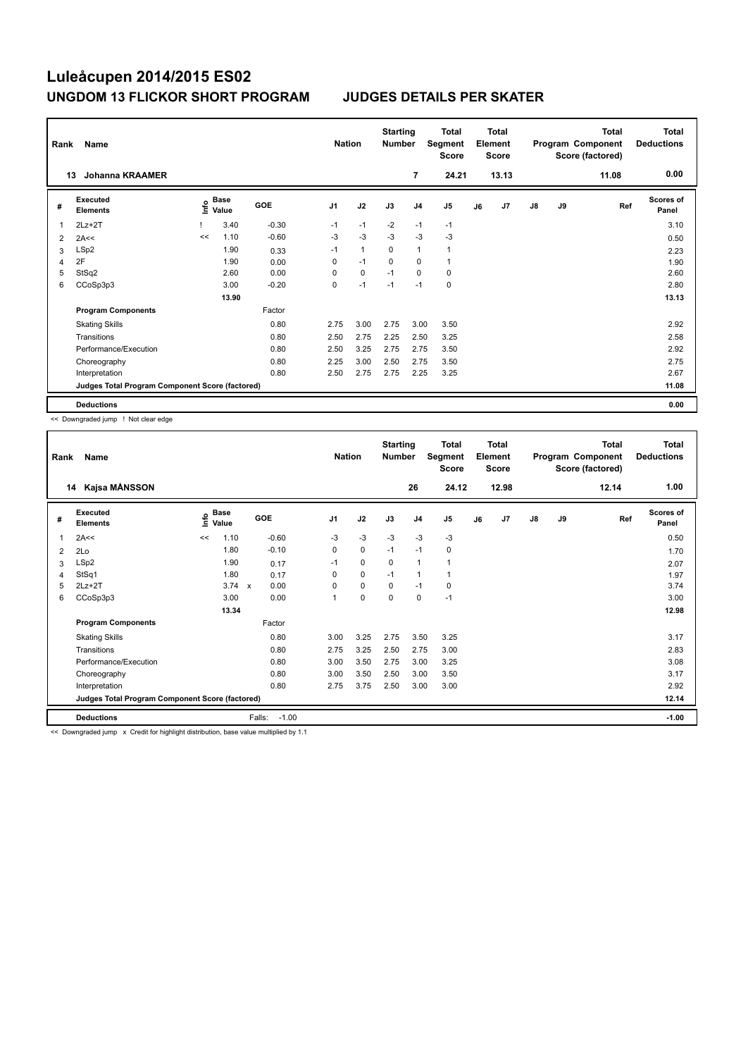# Luleåcupen 2014/2015 ES02

## UNGDOM 13 FLICKOR SHORT PROGRAM — JUDGES DETAILS PER SKATER

| Rank | Name | Nation | Starting Number | Total Segment Score | Total Element Score | Total Program Component Score (factored) | Total Deductions |
|---|---|---|---|---|---|---|---|
| 13 | Johanna KRAAMER | | 7 | 24.21 | 13.13 | 11.08 | 0.00 |

| # | Executed Elements | Info | Base Value | GOE | J1 | J2 | J3 | J4 | J5 | J6 | J7 | J8 | J9 | Ref | Scores of Panel |
|---|---|---|---|---|---|---|---|---|---|---|---|---|---|---|---|
| 1 | 2Lz+2T | ! | 3.40 | -0.30 | -1 | -1 | -2 | -1 | -1 | | | | | | 3.10 |
| 2 | 2A<< | << | 1.10 | -0.60 | -3 | -3 | -3 | -3 | -3 | | | | | | 0.50 |
| 3 | LSp2 | | 1.90 | 0.33 | -1 | 1 | 0 | 1 | 1 | | | | | | 2.23 |
| 4 | 2F | | 1.90 | 0.00 | 0 | -1 | 0 | 0 | 1 | | | | | | 1.90 |
| 5 | StSq2 | | 2.60 | 0.00 | 0 | 0 | -1 | 0 | 0 | | | | | | 2.60 |
| 6 | CCoSp3p3 | | 3.00 | -0.20 | 0 | -1 | -1 | -1 | 0 | | | | | | 2.80 |
| | | | 13.90 | | | | | | | | | | | | 13.13 |
| | **Program Components** | | | Factor | | | | | | | | | | | |
| | Skating Skills | | | 0.80 | 2.75 | 3.00 | 2.75 | 3.00 | 3.50 | | | | | | 2.92 |
| | Transitions | | | 0.80 | 2.50 | 2.75 | 2.25 | 2.50 | 3.25 | | | | | | 2.58 |
| | Performance/Execution | | | 0.80 | 2.50 | 3.25 | 2.75 | 2.75 | 3.50 | | | | | | 2.92 |
| | Choreography | | | 0.80 | 2.25 | 3.00 | 2.50 | 2.75 | 3.50 | | | | | | 2.75 |
| | Interpretation | | | 0.80 | 2.50 | 2.75 | 2.75 | 2.25 | 3.25 | | | | | | 2.67 |
| | **Judges Total Program Component Score (factored)** | | | | | | | | | | | | | | 11.08 |
| | **Deductions** | | | | | | | | | | | | | | 0.00 |

<< Downgraded jump ! Not clear edge

| Rank | Name | Nation | Starting Number | Total Segment Score | Total Element Score | Total Program Component Score (factored) | Total Deductions |
|---|---|---|---|---|---|---|---|
| 14 | Kajsa MÅNSSON | | 26 | 24.12 | 12.98 | 12.14 | 1.00 |

| # | Executed Elements | Info | Base Value | GOE | J1 | J2 | J3 | J4 | J5 | J6 | J7 | J8 | J9 | Ref | Scores of Panel |
|---|---|---|---|---|---|---|---|---|---|---|---|---|---|---|---|
| 1 | 2A<< | << | 1.10 | -0.60 | -3 | -3 | -3 | -3 | -3 | | | | | | 0.50 |
| 2 | 2Lo | | 1.80 | -0.10 | 0 | 0 | -1 | -1 | 0 | | | | | | 1.70 |
| 3 | LSp2 | | 1.90 | 0.17 | -1 | 0 | 0 | 1 | 1 | | | | | | 2.07 |
| 4 | StSq1 | | 1.80 | 0.17 | 0 | 0 | -1 | 1 | 1 | | | | | | 1.97 |
| 5 | 2Lz+2T | | 3.74 x | 0.00 | 0 | 0 | 0 | -1 | 0 | | | | | | 3.74 |
| 6 | CCoSp3p3 | | 3.00 | 0.00 | 1 | 0 | 0 | 0 | -1 | | | | | | 3.00 |
| | | | 13.34 | | | | | | | | | | | | 12.98 |
| | **Program Components** | | | Factor | | | | | | | | | | | |
| | Skating Skills | | | 0.80 | 3.00 | 3.25 | 2.75 | 3.50 | 3.25 | | | | | | 3.17 |
| | Transitions | | | 0.80 | 2.75 | 3.25 | 2.50 | 2.75 | 3.00 | | | | | | 2.83 |
| | Performance/Execution | | | 0.80 | 3.00 | 3.50 | 2.75 | 3.00 | 3.25 | | | | | | 3.08 |
| | Choreography | | | 0.80 | 3.00 | 3.50 | 2.50 | 3.00 | 3.50 | | | | | | 3.17 |
| | Interpretation | | | 0.80 | 2.75 | 3.75 | 2.50 | 3.00 | 3.00 | | | | | | 2.92 |
| | **Judges Total Program Component Score (factored)** | | | | | | | | | | | | | | 12.14 |
| | **Deductions** | | Falls: | -1.00 | | | | | | | | | | | -1.00 |

<< Downgraded jump x Credit for highlight distribution, base value multiplied by 1.1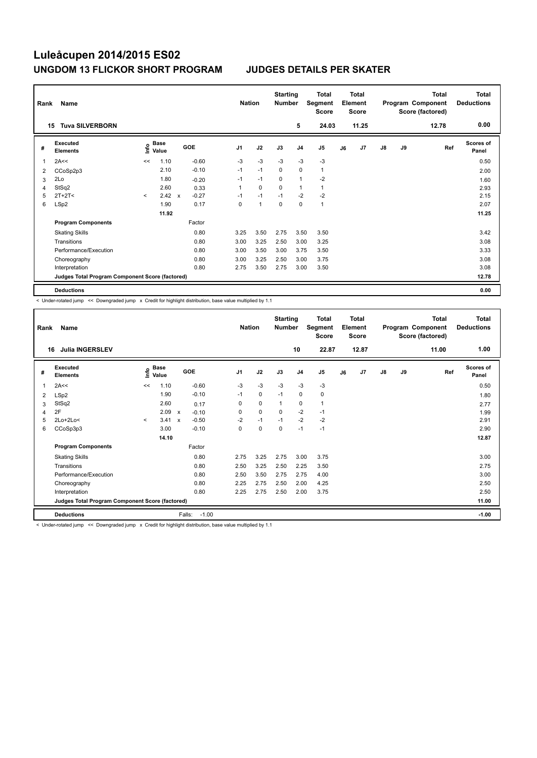# Luleåcupen 2014/2015 ES02

## UNGDOM 13 FLICKOR SHORT PROGRAM — JUDGES DETAILS PER SKATER

| Rank | Name | Nation | Starting Number | Total Segment Score | Total Element Score | Total Program Component Score (factored) | Total Deductions |
|---|---|---|---|---|---|---|---|
| 15 | Tuva SILVERBORN | | 5 | 24.03 | 11.25 | 12.78 | 0.00 |

| # | Executed Elements | Info | Base Value | | GOE | J1 | J2 | J3 | J4 | J5 | J6 | J7 | J8 | J9 | Ref | Scores of Panel |
|---|---|---|---|---|---|---|---|---|---|---|---|---|---|---|---|---|
| 1 | 2A<< | << | 1.10 | | -0.60 | -3 | -3 | -3 | -3 | -3 | | | | | | 0.50 |
| 2 | CCoSp2p3 | | 2.10 | | -0.10 | -1 | -1 | 0 | 0 | 1 | | | | | | 2.00 |
| 3 | 2Lo | | 1.80 | | -0.20 | -1 | -1 | 0 | 1 | -2 | | | | | | 1.60 |
| 4 | StSq2 | | 2.60 | | 0.33 | 1 | 0 | 0 | 1 | 1 | | | | | | 2.93 |
| 5 | 2T+2T< | < | 2.42 | x | -0.27 | -1 | -1 | -1 | -2 | -2 | | | | | | 2.15 |
| 6 | LSp2 | | 1.90 | | 0.17 | 0 | 1 | 0 | 0 | 1 | | | | | | 2.07 |
| | | | 11.92 | | | | | | | | | | | | | 11.25 |
| | **Program Components** | | | | Factor | | | | | | | | | | | |
| | Skating Skills | | | | 0.80 | 3.25 | 3.50 | 2.75 | 3.50 | 3.50 | | | | | | 3.42 |
| | Transitions | | | | 0.80 | 3.00 | 3.25 | 2.50 | 3.00 | 3.25 | | | | | | 3.08 |
| | Performance/Execution | | | | 0.80 | 3.00 | 3.50 | 3.00 | 3.75 | 3.50 | | | | | | 3.33 |
| | Choreography | | | | 0.80 | 3.00 | 3.25 | 2.50 | 3.00 | 3.75 | | | | | | 3.08 |
| | Interpretation | | | | 0.80 | 2.75 | 3.50 | 2.75 | 3.00 | 3.50 | | | | | | 3.08 |
| | **Judges Total Program Component Score (factored)** | | | | | | | | | | | | | | | 12.78 |
| | **Deductions** | | | | | | | | | | | | | | | 0.00 |

< Under-rotated jump << Downgraded jump x Credit for highlight distribution, base value multiplied by 1.1

| Rank | Name | Nation | Starting Number | Total Segment Score | Total Element Score | Total Program Component Score (factored) | Total Deductions |
|---|---|---|---|---|---|---|---|
| 16 | Julia INGERSLEV | | 10 | 22.87 | 12.87 | 11.00 | 1.00 |

| # | Executed Elements | Info | Base Value | | GOE | J1 | J2 | J3 | J4 | J5 | J6 | J7 | J8 | J9 | Ref | Scores of Panel |
|---|---|---|---|---|---|---|---|---|---|---|---|---|---|---|---|---|
| 1 | 2A<< | << | 1.10 | | -0.60 | -3 | -3 | -3 | -3 | -3 | | | | | | 0.50 |
| 2 | LSp2 | | 1.90 | | -0.10 | -1 | 0 | -1 | 0 | 0 | | | | | | 1.80 |
| 3 | StSq2 | | 2.60 | | 0.17 | 0 | 0 | 1 | 0 | 1 | | | | | | 2.77 |
| 4 | 2F | | 2.09 | x | -0.10 | 0 | 0 | 0 | -2 | -1 | | | | | | 1.99 |
| 5 | 2Lo+2Lo< | < | 3.41 | x | -0.50 | -2 | -1 | -1 | -2 | -2 | | | | | | 2.91 |
| 6 | CCoSp3p3 | | 3.00 | | -0.10 | 0 | 0 | 0 | -1 | -1 | | | | | | 2.90 |
| | | | 14.10 | | | | | | | | | | | | | 12.87 |
| | **Program Components** | | | | Factor | | | | | | | | | | | |
| | Skating Skills | | | | 0.80 | 2.75 | 3.25 | 2.75 | 3.00 | 3.75 | | | | | | 3.00 |
| | Transitions | | | | 0.80 | 2.50 | 3.25 | 2.50 | 2.25 | 3.50 | | | | | | 2.75 |
| | Performance/Execution | | | | 0.80 | 2.50 | 3.50 | 2.75 | 2.75 | 4.00 | | | | | | 3.00 |
| | Choreography | | | | 0.80 | 2.25 | 2.75 | 2.50 | 2.00 | 4.25 | | | | | | 2.50 |
| | Interpretation | | | | 0.80 | 2.25 | 2.75 | 2.50 | 2.00 | 3.75 | | | | | | 2.50 |
| | **Judges Total Program Component Score (factored)** | | | | | | | | | | | | | | | 11.00 |
| | **Deductions** | | | | Falls: -1.00 | | | | | | | | | | | -1.00 |

< Under-rotated jump << Downgraded jump x Credit for highlight distribution, base value multiplied by 1.1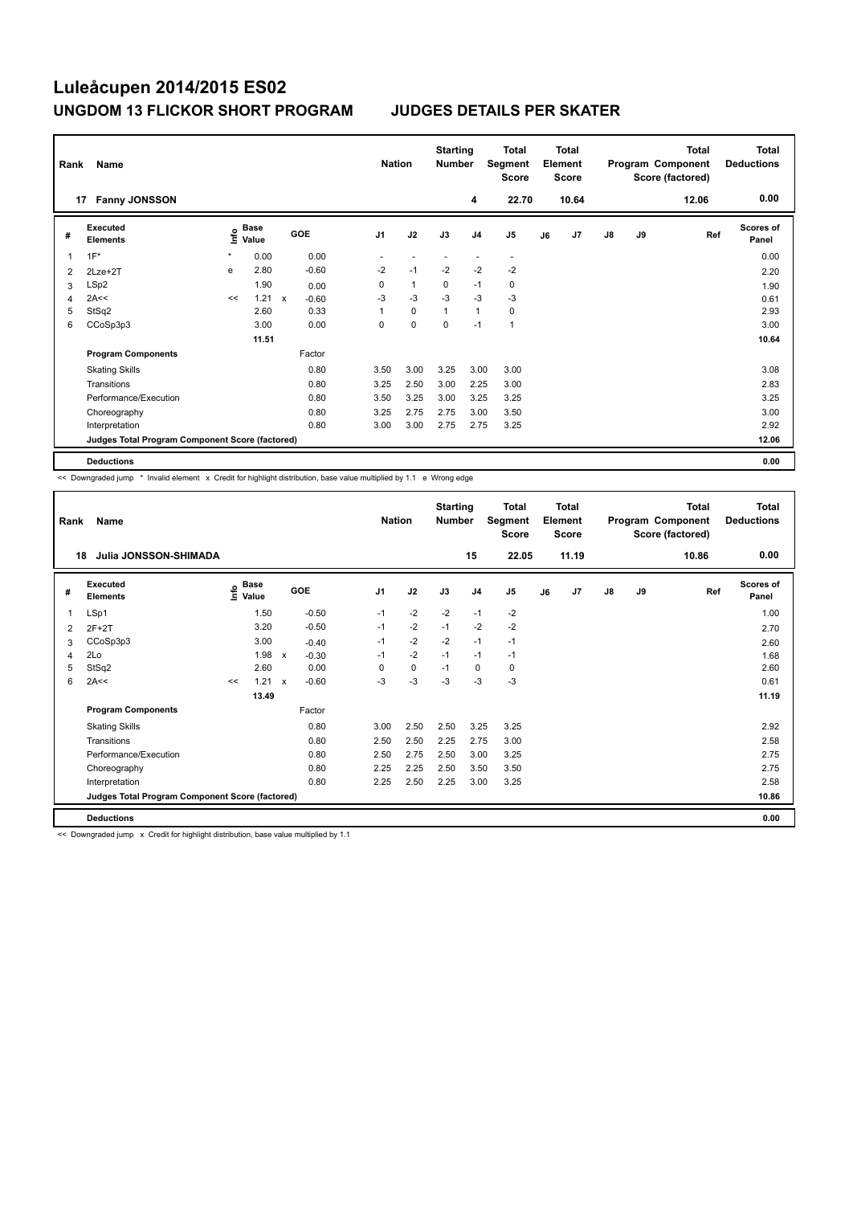# Luleåcupen 2014/2015 ES02

## UNGDOM 13 FLICKOR SHORT PROGRAM JUDGES DETAILS PER SKATER

| Rank | Name | Nation | Starting Number | Total Segment Score | Total Element Score | Total Program Component Score (factored) | Total Deductions |
|---|---|---|---|---|---|---|---|
| 17 | Fanny JONSSON | | 4 | 22.70 | 10.64 | 12.06 | 0.00 |

| # | Executed Elements | Info | Base Value | | GOE | J1 | J2 | J3 | J4 | J5 | J6 | J7 | J8 | J9 | Ref | Scores of Panel |
|---|---|---|---|---|---|---|---|---|---|---|---|---|---|---|---|---|
| 1 | 1F* | * | 0.00 | | 0.00 | - | - | - | - | - | | | | | | 0.00 |
| 2 | 2Lze+2T | e | 2.80 | | -0.60 | -2 | -1 | -2 | -2 | -2 | | | | | | 2.20 |
| 3 | LSp2 | | 1.90 | | 0.00 | 0 | 1 | 0 | -1 | 0 | | | | | | 1.90 |
| 4 | 2A<< | << | 1.21 | x | -0.60 | -3 | -3 | -3 | -3 | -3 | | | | | | 0.61 |
| 5 | StSq2 | | 2.60 | | 0.33 | 1 | 0 | 1 | 1 | 0 | | | | | | 2.93 |
| 6 | CCoSp3p3 | | 3.00 | | 0.00 | 0 | 0 | 0 | -1 | 1 | | | | | | 3.00 |
| | | | 11.51 | | | | | | | | | | | | | 10.64 |
| | **Program Components** | | | | Factor | | | | | | | | | | | |
| | Skating Skills | | | | 0.80 | 3.50 | 3.00 | 3.25 | 3.00 | 3.00 | | | | | | 3.08 |
| | Transitions | | | | 0.80 | 3.25 | 2.50 | 3.00 | 2.25 | 3.00 | | | | | | 2.83 |
| | Performance/Execution | | | | 0.80 | 3.50 | 3.25 | 3.00 | 3.25 | 3.25 | | | | | | 3.25 |
| | Choreography | | | | 0.80 | 3.25 | 2.75 | 2.75 | 3.00 | 3.50 | | | | | | 3.00 |
| | Interpretation | | | | 0.80 | 3.00 | 3.00 | 2.75 | 2.75 | 3.25 | | | | | | 2.92 |
| | **Judges Total Program Component Score (factored)** | | | | | | | | | | | | | | | 12.06 |
| | **Deductions** | | | | | | | | | | | | | | | 0.00 |

<< Downgraded jump * Invalid element x Credit for highlight distribution, base value multiplied by 1.1 e Wrong edge

| Rank | Name | Nation | Starting Number | Total Segment Score | Total Element Score | Total Program Component Score (factored) | Total Deductions |
|---|---|---|---|---|---|---|---|
| 18 | Julia JONSSON-SHIMADA | | 15 | 22.05 | 11.19 | 10.86 | 0.00 |

| # | Executed Elements | Info | Base Value | | GOE | J1 | J2 | J3 | J4 | J5 | J6 | J7 | J8 | J9 | Ref | Scores of Panel |
|---|---|---|---|---|---|---|---|---|---|---|---|---|---|---|---|---|
| 1 | LSp1 | | 1.50 | | -0.50 | -1 | -2 | -2 | -1 | -2 | | | | | | 1.00 |
| 2 | 2F+2T | | 3.20 | | -0.50 | -1 | -2 | -1 | -2 | -2 | | | | | | 2.70 |
| 3 | CCoSp3p3 | | 3.00 | | -0.40 | -1 | -2 | -2 | -1 | -1 | | | | | | 2.60 |
| 4 | 2Lo | | 1.98 | x | -0.30 | -1 | -2 | -1 | -1 | -1 | | | | | | 1.68 |
| 5 | StSq2 | | 2.60 | | 0.00 | 0 | 0 | -1 | 0 | 0 | | | | | | 2.60 |
| 6 | 2A<< | << | 1.21 | x | -0.60 | -3 | -3 | -3 | -3 | -3 | | | | | | 0.61 |
| | | | 13.49 | | | | | | | | | | | | | 11.19 |
| | **Program Components** | | | | Factor | | | | | | | | | | | |
| | Skating Skills | | | | 0.80 | 3.00 | 2.50 | 2.50 | 3.25 | 3.25 | | | | | | 2.92 |
| | Transitions | | | | 0.80 | 2.50 | 2.50 | 2.25 | 2.75 | 3.00 | | | | | | 2.58 |
| | Performance/Execution | | | | 0.80 | 2.50 | 2.75 | 2.50 | 3.00 | 3.25 | | | | | | 2.75 |
| | Choreography | | | | 0.80 | 2.25 | 2.25 | 2.50 | 3.50 | 3.50 | | | | | | 2.75 |
| | Interpretation | | | | 0.80 | 2.25 | 2.50 | 2.25 | 3.00 | 3.25 | | | | | | 2.58 |
| | **Judges Total Program Component Score (factored)** | | | | | | | | | | | | | | | 10.86 |
| | **Deductions** | | | | | | | | | | | | | | | 0.00 |

<< Downgraded jump x Credit for highlight distribution, base value multiplied by 1.1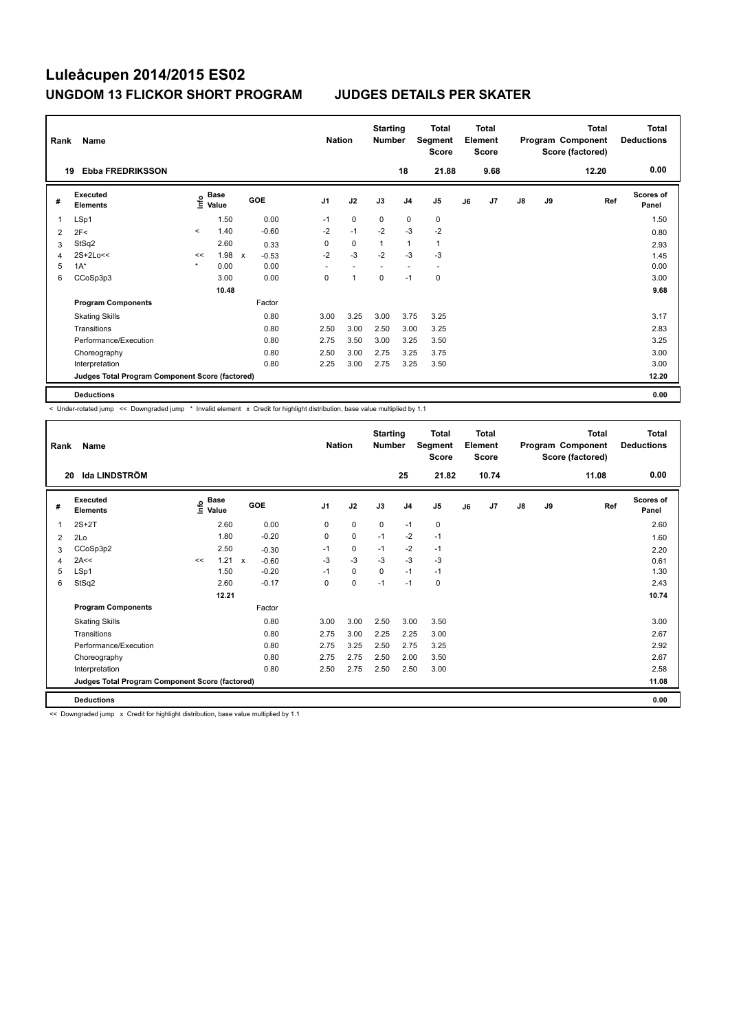# Luleåcupen 2014/2015 ES02

## UNGDOM 13 FLICKOR SHORT PROGRAM JUDGES DETAILS PER SKATER

| Rank | Name | Nation | Starting Number | Total Segment Score | Total Element Score | Total Program Component Score (factored) | Total Deductions |
|---|---|---|---|---|---|---|---|
| 19 | Ebba FREDRIKSSON | | 18 | 21.88 | 9.68 | 12.20 | 0.00 |

| # | Executed Elements | Info | Base Value | | GOE | J1 | J2 | J3 | J4 | J5 | J6 | J7 | J8 | J9 | Ref | Scores of Panel |
|---|---|---|---|---|---|---|---|---|---|---|---|---|---|---|---|---|
| 1 | LSp1 | | 1.50 | | 0.00 | -1 | 0 | 0 | 0 | 0 | | | | | | 1.50 |
| 2 | 2F< | < | 1.40 | | -0.60 | -2 | -1 | -2 | -3 | -2 | | | | | | 0.80 |
| 3 | StSq2 | | 2.60 | | 0.33 | 0 | 0 | 1 | 1 | 1 | | | | | | 2.93 |
| 4 | 2S+2Lo<< | << | 1.98 | x | -0.53 | -2 | -3 | -2 | -3 | -3 | | | | | | 1.45 |
| 5 | 1A* | * | 0.00 | | 0.00 | - | - | - | - | - | | | | | | 0.00 |
| 6 | CCoSp3p3 | | 3.00 | | 0.00 | 0 | 1 | 0 | -1 | 0 | | | | | | 3.00 |
| | | | 10.48 | | | | | | | | | | | | | 9.68 |
| | **Program Components** | | | | Factor | | | | | | | | | | | |
| | Skating Skills | | | | 0.80 | 3.00 | 3.25 | 3.00 | 3.75 | 3.25 | | | | | | 3.17 |
| | Transitions | | | | 0.80 | 2.50 | 3.00 | 2.50 | 3.00 | 3.25 | | | | | | 2.83 |
| | Performance/Execution | | | | 0.80 | 2.75 | 3.50 | 3.00 | 3.25 | 3.50 | | | | | | 3.25 |
| | Choreography | | | | 0.80 | 2.50 | 3.00 | 2.75 | 3.25 | 3.75 | | | | | | 3.00 |
| | Interpretation | | | | 0.80 | 2.25 | 3.00 | 2.75 | 3.25 | 3.50 | | | | | | 3.00 |
| | **Judges Total Program Component Score (factored)** | | | | | | | | | | | | | | | 12.20 |
| | **Deductions** | | | | | | | | | | | | | | | 0.00 |

< Under-rotated jump << Downgraded jump * Invalid element x Credit for highlight distribution, base value multiplied by 1.1

| Rank | Name | Nation | Starting Number | Total Segment Score | Total Element Score | Total Program Component Score (factored) | Total Deductions |
|---|---|---|---|---|---|---|---|
| 20 | Ida LINDSTRÖM | | 25 | 21.82 | 10.74 | 11.08 | 0.00 |

| # | Executed Elements | Info | Base Value | | GOE | J1 | J2 | J3 | J4 | J5 | J6 | J7 | J8 | J9 | Ref | Scores of Panel |
|---|---|---|---|---|---|---|---|---|---|---|---|---|---|---|---|---|
| 1 | 2S+2T | | 2.60 | | 0.00 | 0 | 0 | 0 | -1 | 0 | | | | | | 2.60 |
| 2 | 2Lo | | 1.80 | | -0.20 | 0 | 0 | -1 | -2 | -1 | | | | | | 1.60 |
| 3 | CCoSp3p2 | | 2.50 | | -0.30 | -1 | 0 | -1 | -2 | -1 | | | | | | 2.20 |
| 4 | 2A<< | << | 1.21 | x | -0.60 | -3 | -3 | -3 | -3 | -3 | | | | | | 0.61 |
| 5 | LSp1 | | 1.50 | | -0.20 | -1 | 0 | 0 | -1 | -1 | | | | | | 1.30 |
| 6 | StSq2 | | 2.60 | | -0.17 | 0 | 0 | -1 | -1 | 0 | | | | | | 2.43 |
| | | | 12.21 | | | | | | | | | | | | | 10.74 |
| | **Program Components** | | | | Factor | | | | | | | | | | | |
| | Skating Skills | | | | 0.80 | 3.00 | 3.00 | 2.50 | 3.00 | 3.50 | | | | | | 3.00 |
| | Transitions | | | | 0.80 | 2.75 | 3.00 | 2.25 | 2.25 | 3.00 | | | | | | 2.67 |
| | Performance/Execution | | | | 0.80 | 2.75 | 3.25 | 2.50 | 2.75 | 3.25 | | | | | | 2.92 |
| | Choreography | | | | 0.80 | 2.75 | 2.75 | 2.50 | 2.00 | 3.50 | | | | | | 2.67 |
| | Interpretation | | | | 0.80 | 2.50 | 2.75 | 2.50 | 2.50 | 3.00 | | | | | | 2.58 |
| | **Judges Total Program Component Score (factored)** | | | | | | | | | | | | | | | 11.08 |
| | **Deductions** | | | | | | | | | | | | | | | 0.00 |

<< Downgraded jump x Credit for highlight distribution, base value multiplied by 1.1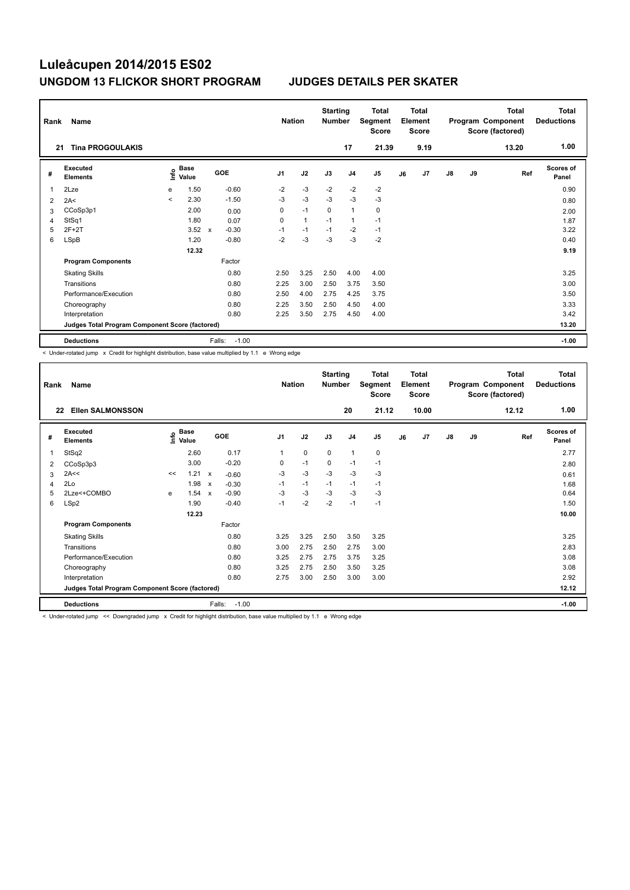# Luleåcupen 2014/2015 ES02

## UNGDOM 13 FLICKOR SHORT PROGRAM — JUDGES DETAILS PER SKATER

| Rank | Name | Nation | Starting Number | Total Segment Score | Total Element Score | Total Program Component Score (factored) | Total Deductions |
|---|---|---|---|---|---|---|---|
| 21 | Tina PROGOULAKIS | | 17 | 21.39 | 9.19 | 13.20 | 1.00 |

| # | Executed Elements | Info | Base Value | | GOE | J1 | J2 | J3 | J4 | J5 | J6 | J7 | J8 | J9 | Ref | Scores of Panel |
|---|---|---|---|---|---|---|---|---|---|---|---|---|---|---|---|---|
| 1 | 2Lze | e | 1.50 | | -0.60 | -2 | -3 | -2 | -2 | -2 | | | | | | 0.90 |
| 2 | 2A< | < | 2.30 | | -1.50 | -3 | -3 | -3 | -3 | -3 | | | | | | 0.80 |
| 3 | CCoSp3p1 | | 2.00 | | 0.00 | 0 | -1 | 0 | 1 | 0 | | | | | | 2.00 |
| 4 | StSq1 | | 1.80 | | 0.07 | 0 | 1 | -1 | 1 | -1 | | | | | | 1.87 |
| 5 | 2F+2T | | 3.52 | x | -0.30 | -1 | -1 | -1 | -2 | -1 | | | | | | 3.22 |
| 6 | LSpB | | 1.20 | | -0.80 | -2 | -3 | -3 | -3 | -2 | | | | | | 0.40 |
| | | | 12.32 | | | | | | | | | | | | | 9.19 |
| | **Program Components** | | | | Factor | | | | | | | | | | | |
| | Skating Skills | | | | 0.80 | 2.50 | 3.25 | 2.50 | 4.00 | 4.00 | | | | | | 3.25 |
| | Transitions | | | | 0.80 | 2.25 | 3.00 | 2.50 | 3.75 | 3.50 | | | | | | 3.00 |
| | Performance/Execution | | | | 0.80 | 2.50 | 4.00 | 2.75 | 4.25 | 3.75 | | | | | | 3.50 |
| | Choreography | | | | 0.80 | 2.25 | 3.50 | 2.50 | 4.50 | 4.00 | | | | | | 3.33 |
| | Interpretation | | | | 0.80 | 2.25 | 3.50 | 2.75 | 4.50 | 4.00 | | | | | | 3.42 |
| | **Judges Total Program Component Score (factored)** | | | | | | | | | | | | | | | 13.20 |
| | **Deductions** | | | | Falls: -1.00 | | | | | | | | | | | -1.00 |

< Under-rotated jump x Credit for highlight distribution, base value multiplied by 1.1 e Wrong edge

| Rank | Name | Nation | Starting Number | Total Segment Score | Total Element Score | Total Program Component Score (factored) | Total Deductions |
|---|---|---|---|---|---|---|---|
| 22 | Ellen SALMONSSON | | 20 | 21.12 | 10.00 | 12.12 | 1.00 |

| # | Executed Elements | Info | Base Value | | GOE | J1 | J2 | J3 | J4 | J5 | J6 | J7 | J8 | J9 | Ref | Scores of Panel |
|---|---|---|---|---|---|---|---|---|---|---|---|---|---|---|---|---|
| 1 | StSq2 | | 2.60 | | 0.17 | 1 | 0 | 0 | 1 | 0 | | | | | | 2.77 |
| 2 | CCoSp3p3 | | 3.00 | | -0.20 | 0 | -1 | 0 | -1 | -1 | | | | | | 2.80 |
| 3 | 2A<< | << | 1.21 | x | -0.60 | -3 | -3 | -3 | -3 | -3 | | | | | | 0.61 |
| 4 | 2Lo | | 1.98 | x | -0.30 | -1 | -1 | -1 | -1 | -1 | | | | | | 1.68 |
| 5 | 2Lze<+COMBO | e | 1.54 | x | -0.90 | -3 | -3 | -3 | -3 | -3 | | | | | | 0.64 |
| 6 | LSp2 | | 1.90 | | -0.40 | -1 | -2 | -2 | -1 | -1 | | | | | | 1.50 |
| | | | 12.23 | | | | | | | | | | | | | 10.00 |
| | **Program Components** | | | | Factor | | | | | | | | | | | |
| | Skating Skills | | | | 0.80 | 3.25 | 3.25 | 2.50 | 3.50 | 3.25 | | | | | | 3.25 |
| | Transitions | | | | 0.80 | 3.00 | 2.75 | 2.50 | 2.75 | 3.00 | | | | | | 2.83 |
| | Performance/Execution | | | | 0.80 | 3.25 | 2.75 | 2.75 | 3.75 | 3.25 | | | | | | 3.08 |
| | Choreography | | | | 0.80 | 3.25 | 2.75 | 2.50 | 3.50 | 3.25 | | | | | | 3.08 |
| | Interpretation | | | | 0.80 | 2.75 | 3.00 | 2.50 | 3.00 | 3.00 | | | | | | 2.92 |
| | **Judges Total Program Component Score (factored)** | | | | | | | | | | | | | | | 12.12 |
| | **Deductions** | | | | Falls: -1.00 | | | | | | | | | | | -1.00 |

< Under-rotated jump << Downgraded jump x Credit for highlight distribution, base value multiplied by 1.1 e Wrong edge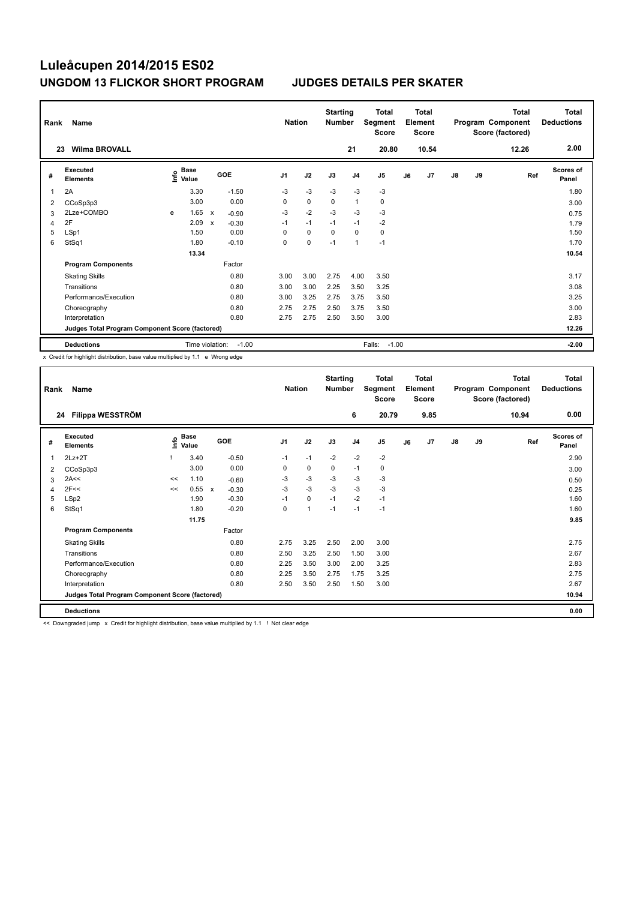# Luleåcupen 2014/2015 ES02

## UNGDOM 13 FLICKOR SHORT PROGRAM — JUDGES DETAILS PER SKATER

| Rank | Name | Nation | Starting Number | Total Segment Score | Total Element Score | Total Program Component Score (factored) | Total Deductions |
|---|---|---|---|---|---|---|---|
| 23 | Wilma BROVALL | | 21 | 20.80 | 10.54 | 12.26 | 2.00 |

| # | Executed Elements | Info | Base Value | | GOE | J1 | J2 | J3 | J4 | J5 | J6 | J7 | J8 | J9 | Ref | Scores of Panel |
|---|---|---|---|---|---|---|---|---|---|---|---|---|---|---|---|---|
| 1 | 2A | | 3.30 | | -1.50 | -3 | -3 | -3 | -3 | -3 | | | | | | 1.80 |
| 2 | CCoSp3p3 | | 3.00 | | 0.00 | 0 | 0 | 0 | 1 | 0 | | | | | | 3.00 |
| 3 | 2Lze+COMBO | e | 1.65 | x | -0.90 | -3 | -2 | -3 | -3 | -3 | | | | | | 0.75 |
| 4 | 2F | | 2.09 | x | -0.30 | -1 | -1 | -1 | -1 | -2 | | | | | | 1.79 |
| 5 | LSp1 | | 1.50 | | 0.00 | 0 | 0 | 0 | 0 | 0 | | | | | | 1.50 |
| 6 | StSq1 | | 1.80 | | -0.10 | 0 | 0 | -1 | 1 | -1 | | | | | | 1.70 |
| | | | 13.34 | | | | | | | | | | | | | 10.54 |
| | **Program Components** | | | | Factor | | | | | | | | | | | |
| | Skating Skills | | | | 0.80 | 3.00 | 3.00 | 2.75 | 4.00 | 3.50 | | | | | | 3.17 |
| | Transitions | | | | 0.80 | 3.00 | 3.00 | 2.25 | 3.50 | 3.25 | | | | | | 3.08 |
| | Performance/Execution | | | | 0.80 | 3.00 | 3.25 | 2.75 | 3.75 | 3.50 | | | | | | 3.25 |
| | Choreography | | | | 0.80 | 2.75 | 2.75 | 2.50 | 3.75 | 3.50 | | | | | | 3.00 |
| | Interpretation | | | | 0.80 | 2.75 | 2.75 | 2.50 | 3.50 | 3.00 | | | | | | 2.83 |
| | **Judges Total Program Component Score (factored)** | | | | | | | | | | | | | | | 12.26 |
| | **Deductions** | | Time violation: | | -1.00 | | | | | Falls: -1.00 | | | | | | -2.00 |

x Credit for highlight distribution, base value multiplied by 1.1 e Wrong edge

| Rank | Name | Nation | Starting Number | Total Segment Score | Total Element Score | Total Program Component Score (factored) | Total Deductions |
|---|---|---|---|---|---|---|---|
| 24 | Filippa WESSTRÖM | | 6 | 20.79 | 9.85 | 10.94 | 0.00 |

| # | Executed Elements | Info | Base Value | | GOE | J1 | J2 | J3 | J4 | J5 | J6 | J7 | J8 | J9 | Ref | Scores of Panel |
|---|---|---|---|---|---|---|---|---|---|---|---|---|---|---|---|---|
| 1 | 2Lz+2T | ! | 3.40 | | -0.50 | -1 | -1 | -2 | -2 | -2 | | | | | | 2.90 |
| 2 | CCoSp3p3 | | 3.00 | | 0.00 | 0 | 0 | 0 | -1 | 0 | | | | | | 3.00 |
| 3 | 2A<< | << | 1.10 | | -0.60 | -3 | -3 | -3 | -3 | -3 | | | | | | 0.50 |
| 4 | 2F<< | << | 0.55 | x | -0.30 | -3 | -3 | -3 | -3 | -3 | | | | | | 0.25 |
| 5 | LSp2 | | 1.90 | | -0.30 | -1 | 0 | -1 | -2 | -1 | | | | | | 1.60 |
| 6 | StSq1 | | 1.80 | | -0.20 | 0 | 1 | -1 | -1 | -1 | | | | | | 1.60 |
| | | | 11.75 | | | | | | | | | | | | | 9.85 |
| | **Program Components** | | | | Factor | | | | | | | | | | | |
| | Skating Skills | | | | 0.80 | 2.75 | 3.25 | 2.50 | 2.00 | 3.00 | | | | | | 2.75 |
| | Transitions | | | | 0.80 | 2.50 | 3.25 | 2.50 | 1.50 | 3.00 | | | | | | 2.67 |
| | Performance/Execution | | | | 0.80 | 2.25 | 3.50 | 3.00 | 2.00 | 3.25 | | | | | | 2.83 |
| | Choreography | | | | 0.80 | 2.25 | 3.50 | 2.75 | 1.75 | 3.25 | | | | | | 2.75 |
| | Interpretation | | | | 0.80 | 2.50 | 3.50 | 2.50 | 1.50 | 3.00 | | | | | | 2.67 |
| | **Judges Total Program Component Score (factored)** | | | | | | | | | | | | | | | 10.94 |
| | **Deductions** | | | | | | | | | | | | | | | 0.00 |

<< Downgraded jump x Credit for highlight distribution, base value multiplied by 1.1 ! Not clear edge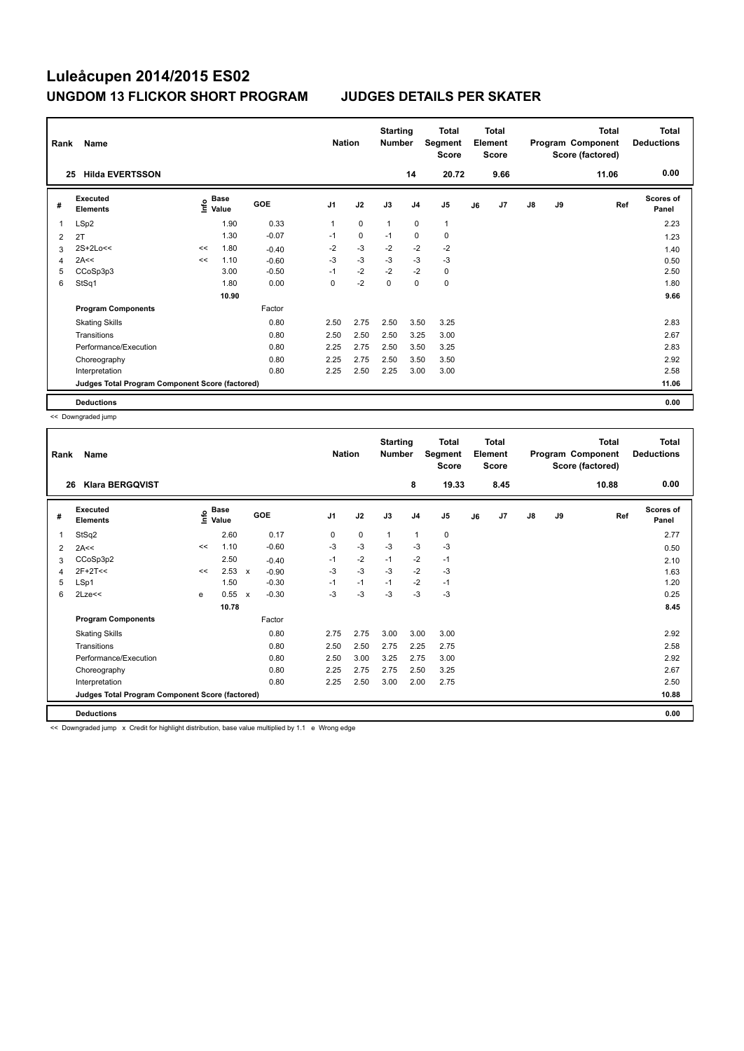# Luleåcupen 2014/2015 ES02

## UNGDOM 13 FLICKOR SHORT PROGRAM — JUDGES DETAILS PER SKATER

| Rank | Name | Nation | Starting Number | Total Segment Score | Total Element Score | Total Program Component Score (factored) | Total Deductions |
|---|---|---|---|---|---|---|---|
| 25 | Hilda EVERTSSON | | 14 | 20.72 | 9.66 | 11.06 | 0.00 |

| # | Executed Elements | Info | Base Value | GOE | J1 | J2 | J3 | J4 | J5 | J6 | J7 | J8 | J9 | Ref | Scores of Panel |
|---|---|---|---|---|---|---|---|---|---|---|---|---|---|---|---|
| 1 | LSp2 | | 1.90 | 0.33 | 1 | 0 | 1 | 0 | 1 | | | | | | 2.23 |
| 2 | 2T | | 1.30 | -0.07 | -1 | 0 | -1 | 0 | 0 | | | | | | 1.23 |
| 3 | 2S+2Lo<< | << | 1.80 | -0.40 | -2 | -3 | -2 | -2 | -2 | | | | | | 1.40 |
| 4 | 2A<< | << | 1.10 | -0.60 | -3 | -3 | -3 | -3 | -3 | | | | | | 0.50 |
| 5 | CCoSp3p3 | | 3.00 | -0.50 | -1 | -2 | -2 | -2 | 0 | | | | | | 2.50 |
| 6 | StSq1 | | 1.80 | 0.00 | 0 | -2 | 0 | 0 | 0 | | | | | | 1.80 |
| | | | 10.90 | | | | | | | | | | | | 9.66 |

| Program Components | Factor | J1 | J2 | J3 | J4 | J5 | J6 | J7 | J8 | J9 | Scores of Panel |
|---|---|---|---|---|---|---|---|---|---|---|---|
| Skating Skills | 0.80 | 2.50 | 2.75 | 2.50 | 3.50 | 3.25 | | | | | 2.83 |
| Transitions | 0.80 | 2.50 | 2.50 | 2.50 | 3.25 | 3.00 | | | | | 2.67 |
| Performance/Execution | 0.80 | 2.25 | 2.75 | 2.50 | 3.50 | 3.25 | | | | | 2.83 |
| Choreography | 0.80 | 2.25 | 2.75 | 2.50 | 3.50 | 3.50 | | | | | 2.92 |
| Interpretation | 0.80 | 2.25 | 2.50 | 2.25 | 3.00 | 3.00 | | | | | 2.58 |
| Judges Total Program Component Score (factored) | | | | | | | | | | | 11.06 |

**Deductions** 0.00

<< Downgraded jump

| Rank | Name | Nation | Starting Number | Total Segment Score | Total Element Score | Total Program Component Score (factored) | Total Deductions |
|---|---|---|---|---|---|---|---|
| 26 | Klara BERGQVIST | | 8 | 19.33 | 8.45 | 10.88 | 0.00 |

| # | Executed Elements | Info | Base Value | | GOE | J1 | J2 | J3 | J4 | J5 | J6 | J7 | J8 | J9 | Ref | Scores of Panel |
|---|---|---|---|---|---|---|---|---|---|---|---|---|---|---|---|---|
| 1 | StSq2 | | 2.60 | | 0.17 | 0 | 0 | 1 | 1 | 0 | | | | | | 2.77 |
| 2 | 2A<< | << | 1.10 | | -0.60 | -3 | -3 | -3 | -3 | -3 | | | | | | 0.50 |
| 3 | CCoSp3p2 | | 2.50 | | -0.40 | -1 | -2 | -1 | -2 | -1 | | | | | | 2.10 |
| 4 | 2F+2T<< | << | 2.53 | x | -0.90 | -3 | -3 | -3 | -2 | -3 | | | | | | 1.63 |
| 5 | LSp1 | | 1.50 | | -0.30 | -1 | -1 | -1 | -2 | -1 | | | | | | 1.20 |
| 6 | 2Lze<< | e | 0.55 | x | -0.30 | -3 | -3 | -3 | -3 | -3 | | | | | | 0.25 |
| | | | 10.78 | | | | | | | | | | | | | 8.45 |

| Program Components | Factor | J1 | J2 | J3 | J4 | J5 | J6 | J7 | J8 | J9 | Scores of Panel |
|---|---|---|---|---|---|---|---|---|---|---|---|
| Skating Skills | 0.80 | 2.75 | 2.75 | 3.00 | 3.00 | 3.00 | | | | | 2.92 |
| Transitions | 0.80 | 2.50 | 2.50 | 2.75 | 2.25 | 2.75 | | | | | 2.58 |
| Performance/Execution | 0.80 | 2.50 | 3.00 | 3.25 | 2.75 | 3.00 | | | | | 2.92 |
| Choreography | 0.80 | 2.25 | 2.75 | 2.75 | 2.50 | 3.25 | | | | | 2.67 |
| Interpretation | 0.80 | 2.25 | 2.50 | 3.00 | 2.00 | 2.75 | | | | | 2.50 |
| Judges Total Program Component Score (factored) | | | | | | | | | | | 10.88 |

**Deductions** 0.00

<< Downgraded jump x Credit for highlight distribution, base value multiplied by 1.1 e Wrong edge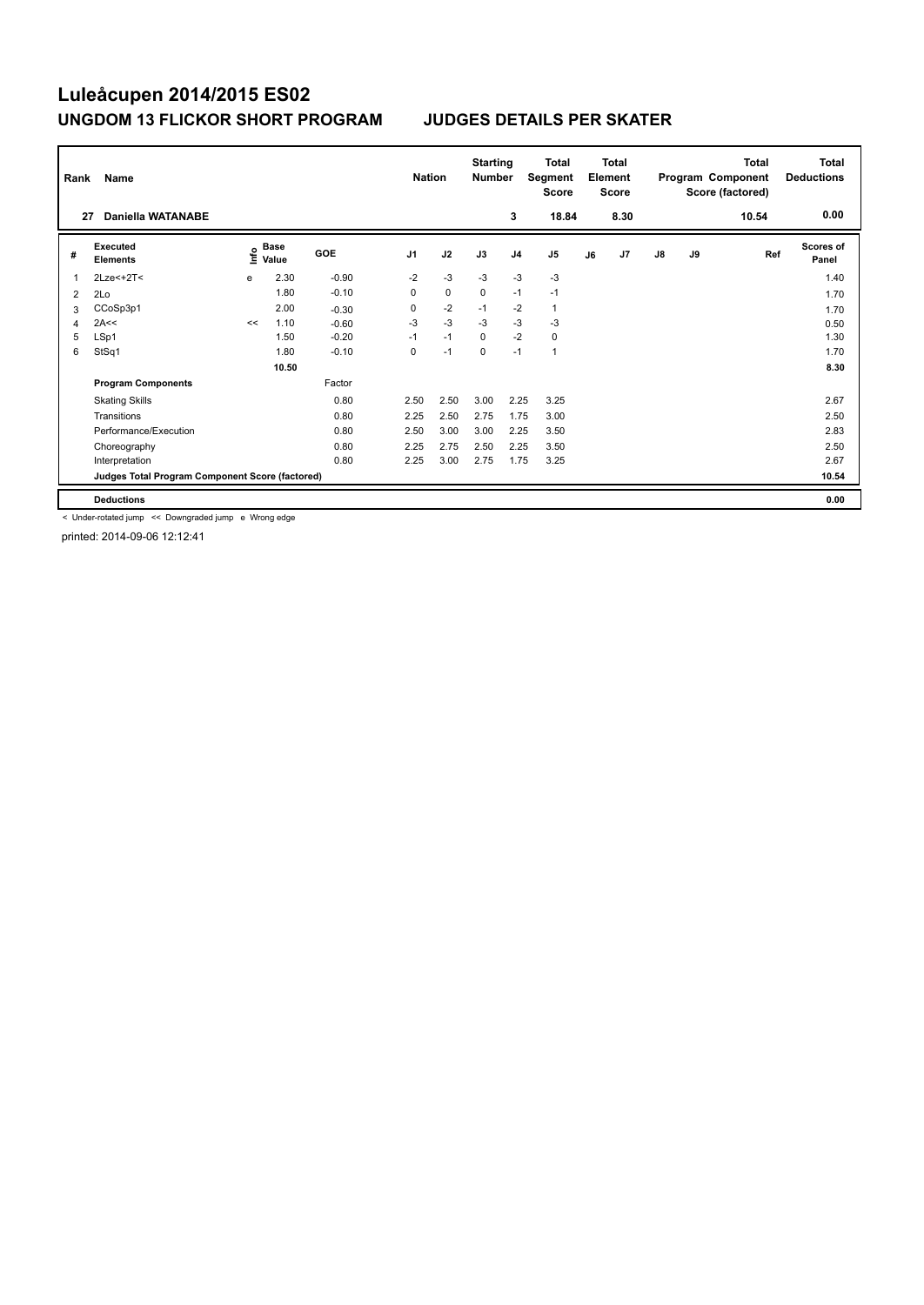# Luleåcupen 2014/2015 ES02

## UNGDOM 13 FLICKOR SHORT PROGRAM JUDGES DETAILS PER SKATER

| Rank | Name | Nation | Starting Number | Total Segment Score | Total Element Score | Total Program Component Score (factored) | Total Deductions |
|---|---|---|---|---|---|---|---|
| 27 | Daniella WATANABE | | 3 | 18.84 | 8.30 | 10.54 | 0.00 |

| # | Executed Elements | Info | Base Value | GOE | J1 | J2 | J3 | J4 | J5 | J6 | J7 | J8 | J9 | Ref | Scores of Panel |
|---|---|---|---|---|---|---|---|---|---|---|---|---|---|---|---|
| 1 | 2Lze<+2T< | e | 2.30 | -0.90 | -2 | -3 | -3 | -3 | -3 | | | | | | 1.40 |
| 2 | 2Lo | | 1.80 | -0.10 | 0 | 0 | 0 | -1 | -1 | | | | | | 1.70 |
| 3 | CCoSp3p1 | | 2.00 | -0.30 | 0 | -2 | -1 | -2 | 1 | | | | | | 1.70 |
| 4 | 2A<< | << | 1.10 | -0.60 | -3 | -3 | -3 | -3 | -3 | | | | | | 0.50 |
| 5 | LSp1 | | 1.50 | -0.20 | -1 | -1 | 0 | -2 | 0 | | | | | | 1.30 |
| 6 | StSq1 | | 1.80 | -0.10 | 0 | -1 | 0 | -1 | 1 | | | | | | 1.70 |
| | | | 10.50 | | | | | | | | | | | | 8.30 |
| | **Program Components** | | | Factor | | | | | | | | | | | |
| | Skating Skills | | | 0.80 | 2.50 | 2.50 | 3.00 | 2.25 | 3.25 | | | | | | 2.67 |
| | Transitions | | | 0.80 | 2.25 | 2.50 | 2.75 | 1.75 | 3.00 | | | | | | 2.50 |
| | Performance/Execution | | | 0.80 | 2.50 | 3.00 | 3.00 | 2.25 | 3.50 | | | | | | 2.83 |
| | Choreography | | | 0.80 | 2.25 | 2.75 | 2.50 | 2.25 | 3.50 | | | | | | 2.50 |
| | Interpretation | | | 0.80 | 2.25 | 3.00 | 2.75 | 1.75 | 3.25 | | | | | | 2.67 |
| | **Judges Total Program Component Score (factored)** | | | | | | | | | | | | | | 10.54 |
| | **Deductions** | | | | | | | | | | | | | | 0.00 |

< Under-rotated jump << Downgraded jump e Wrong edge

printed: 2014-09-06 12:12:41